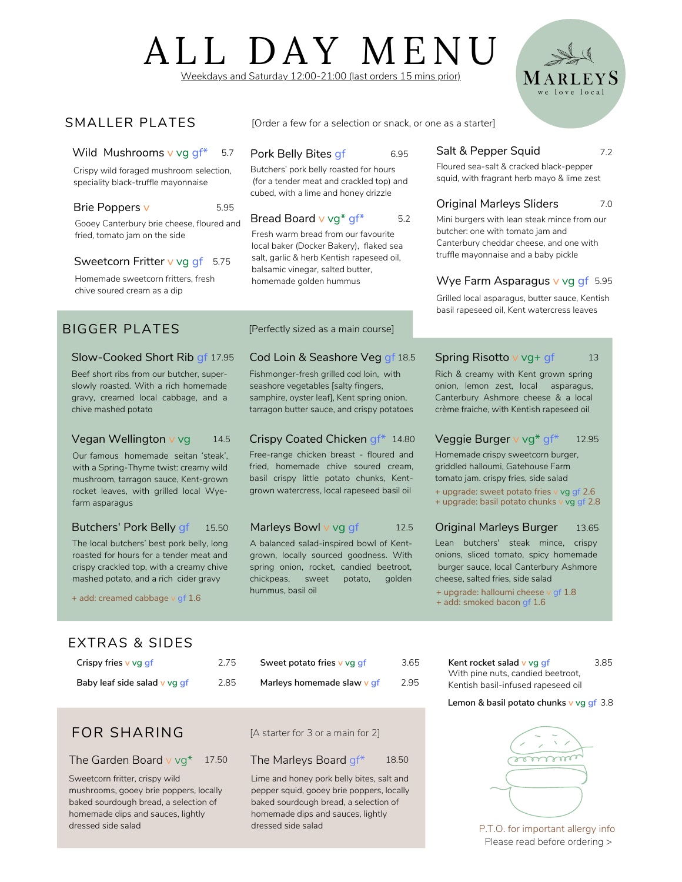# ALL DAY MENU

Weekdays and Saturday 12:00-21:00 (last orders 15 mins prior)

MARLEYS
we love local

## SMALLER PLATES

[Order a few for a selection or snack, or one as a starter]

**Wild Mushrooms** v vg gf* 5.7
Crispy wild foraged mushroom selection, speciality black-truffle mayonnaise

**Brie Poppers** v 5.95
Gooey Canterbury brie cheese, floured and fried, tomato jam on the side

**Sweetcorn Fritter** v vg gf 5.75
Homemade sweetcorn fritters, fresh chive soured cream as a dip

**Pork Belly Bites** gf 6.95
Butchers' pork belly roasted for hours (for a tender meat and crackled top) and cubed, with a lime and honey drizzle

**Bread Board** v vg* gf* 5.2
Fresh warm bread from our favourite local baker (Docker Bakery), flaked sea salt, garlic & herb Kentish rapeseed oil, balsamic vinegar, salted butter, homemade golden hummus

**Salt & Pepper Squid** 7.2
Floured sea-salt & cracked black-pepper squid, with fragrant herb mayo & lime zest

**Original Marleys Sliders** 7.0
Mini burgers with lean steak mince from our butcher: one with tomato jam and Canterbury cheddar cheese, and one with truffle mayonnaise and a baby pickle

**Wye Farm Asparagus** v vg gf 5.95
Grilled local asparagus, butter sauce, Kentish basil rapeseed oil, Kent watercress leaves

## BIGGER PLATES

[Perfectly sized as a main course]

**Slow-Cooked Short Rib** gf 17.95
Beef short ribs from our butcher, super-slowly roasted. With a rich homemade gravy, creamed local cabbage, and a chive mashed potato

**Vegan Wellington** v vg 14.5
Our famous homemade seitan 'steak', with a Spring-Thyme twist: creamy wild mushroom, tarragon sauce, Kent-grown rocket leaves, with grilled local Wye-farm asparagus

**Butchers' Pork Belly** gf 15.50
The local butchers' best pork belly, long roasted for hours for a tender meat and crispy crackled top, with a creamy chive mashed potato, and a rich cider gravy
+ add: creamed cabbage v gf 1.6

**Cod Loin & Seashore Veg** gf 18.5
Fishmonger-fresh grilled cod loin, with seashore vegetables [salty fingers, samphire, oyster leaf], Kent spring onion, tarragon butter sauce, and crispy potatoes

**Crispy Coated Chicken** gf* 14.80
Free-range chicken breast - floured and fried, homemade chive soured cream, basil crispy little potato chunks, Kent-grown watercress, local rapeseed basil oil

**Marleys Bowl** v vg gf 12.5
A balanced salad-inspired bowl of Kent-grown, locally sourced goodness. With spring onion, rocket, candied beetroot, chickpeas, sweet potato, golden hummus, basil oil

**Spring Risotto** v vg+ gf 13
Rich & creamy with Kent grown spring onion, lemon zest, local asparagus, Canterbury Ashmore cheese & a local crème fraiche, with Kentish rapeseed oil

**Veggie Burger** v vg* gf* 12.95
Homemade crispy sweetcorn burger, griddled halloumi, Gatehouse Farm tomato jam. crispy fries, side salad
+ upgrade: sweet potato fries v vg gf 2.6
+ upgrade: basil potato chunks v vg gf 2.8

**Original Marleys Burger** 13.65
Lean butchers' steak mince, crispy onions, sliced tomato, spicy homemade burger sauce, local Canterbury Ashmore cheese, salted fries, side salad
+ upgrade: halloumi cheese v gf 1.8
+ add: smoked bacon gf 1.6

## EXTRAS & SIDES

**Crispy fries** v vg gf 2.75

**Baby leaf side salad** v vg gf 2.85

**Sweet potato fries** v vg gf 3.65

**Marleys homemade slaw** v gf 2.95

**Kent rocket salad** v vg gf 3.85
With pine nuts, candied beetroot, Kentish basil-infused rapeseed oil

**Lemon & basil potato chunks** v vg gf 3.8

## FOR SHARING

[A starter for 3 or a main for 2]

**The Garden Board** v vg* 17.50
Sweetcorn fritter, crispy wild mushrooms, gooey brie poppers, locally baked sourdough bread, a selection of homemade dips and sauces, lightly dressed side salad

**The Marleys Board** gf* 18.50
Lime and honey pork belly bites, salt and pepper squid, gooey brie poppers, locally baked sourdough bread, a selection of homemade dips and sauces, lightly dressed side salad

P.T.O. for important allergy info
Please read before ordering >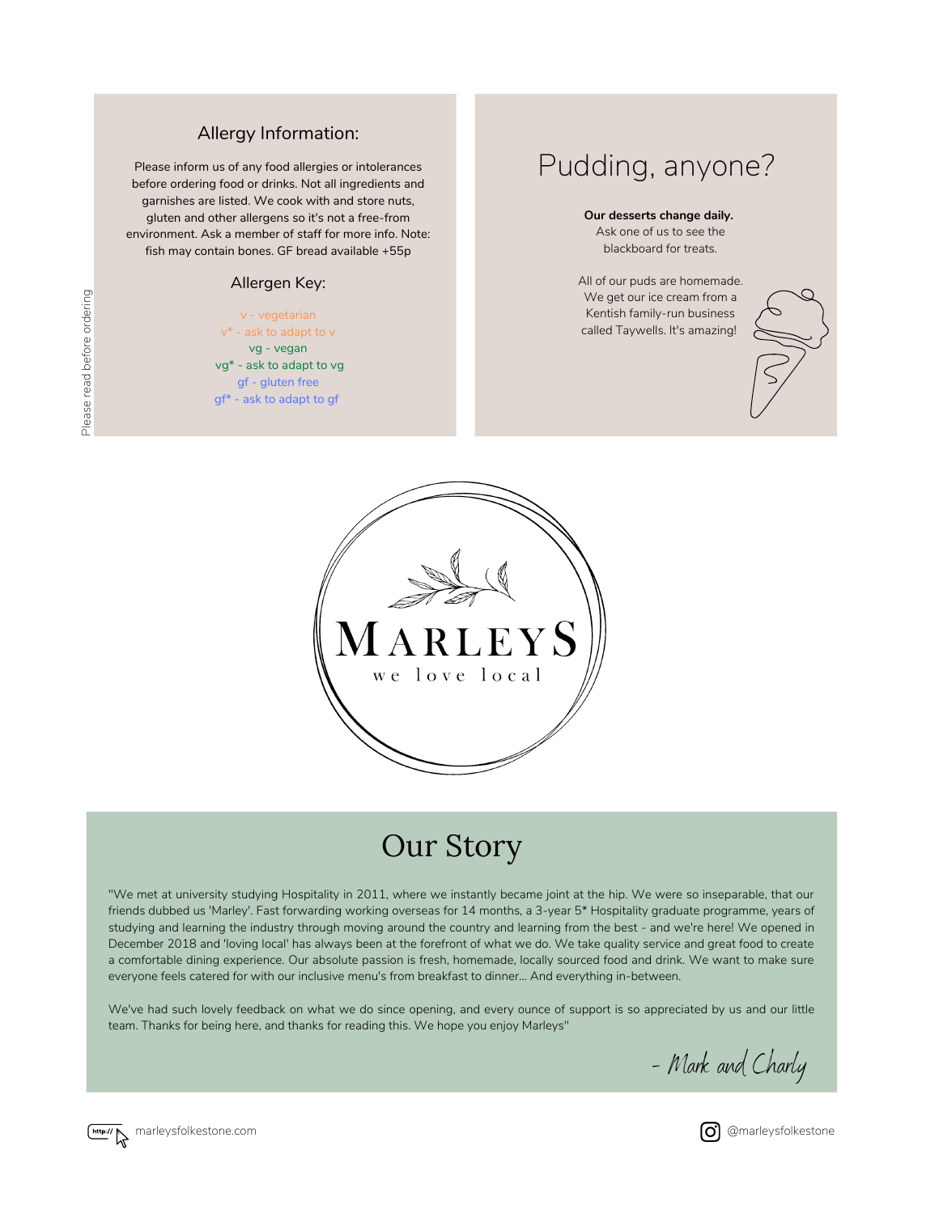Please read before ordering

## Allergy Information:

Please inform us of any food allergies or intolerances before ordering food or drinks. Not all ingredients and garnishes are listed. We cook with and store nuts, gluten and other allergens so it's not a free-from environment. Ask a member of staff for more info. Note: fish may contain bones. GF bread available +55p

### Allergen Key:

v - vegetarian
v* - ask to adapt to v
vg - vegan
vg* - ask to adapt to vg
gf - gluten free
gf* - ask to adapt to gf

## Pudding, anyone?

**Our desserts change daily.**
Ask one of us to see the blackboard for treats.

All of our puds are homemade. We get our ice cream from a Kentish family-run business called Taywells. It's amazing!

MARLEYS
we love local

## Our Story

"We met at university studying Hospitality in 2011, where we instantly became joint at the hip. We were so inseparable, that our friends dubbed us 'Marley'. Fast forwarding working overseas for 14 months, a 3-year 5* Hospitality graduate programme, years of studying and learning the industry through moving around the country and learning from the best - and we're here! We opened in December 2018 and 'loving local' has always been at the forefront of what we do. We take quality service and great food to create a comfortable dining experience. Our absolute passion is fresh, homemade, locally sourced food and drink. We want to make sure everyone feels catered for with our inclusive menu's from breakfast to dinner... And everything in-between.

We've had such lovely feedback on what we do since opening, and every ounce of support is so appreciated by us and our little team. Thanks for being here, and thanks for reading this. We hope you enjoy Marleys"

- Mark and Charly

marleysfolkestone.com

@marleysfolkestone